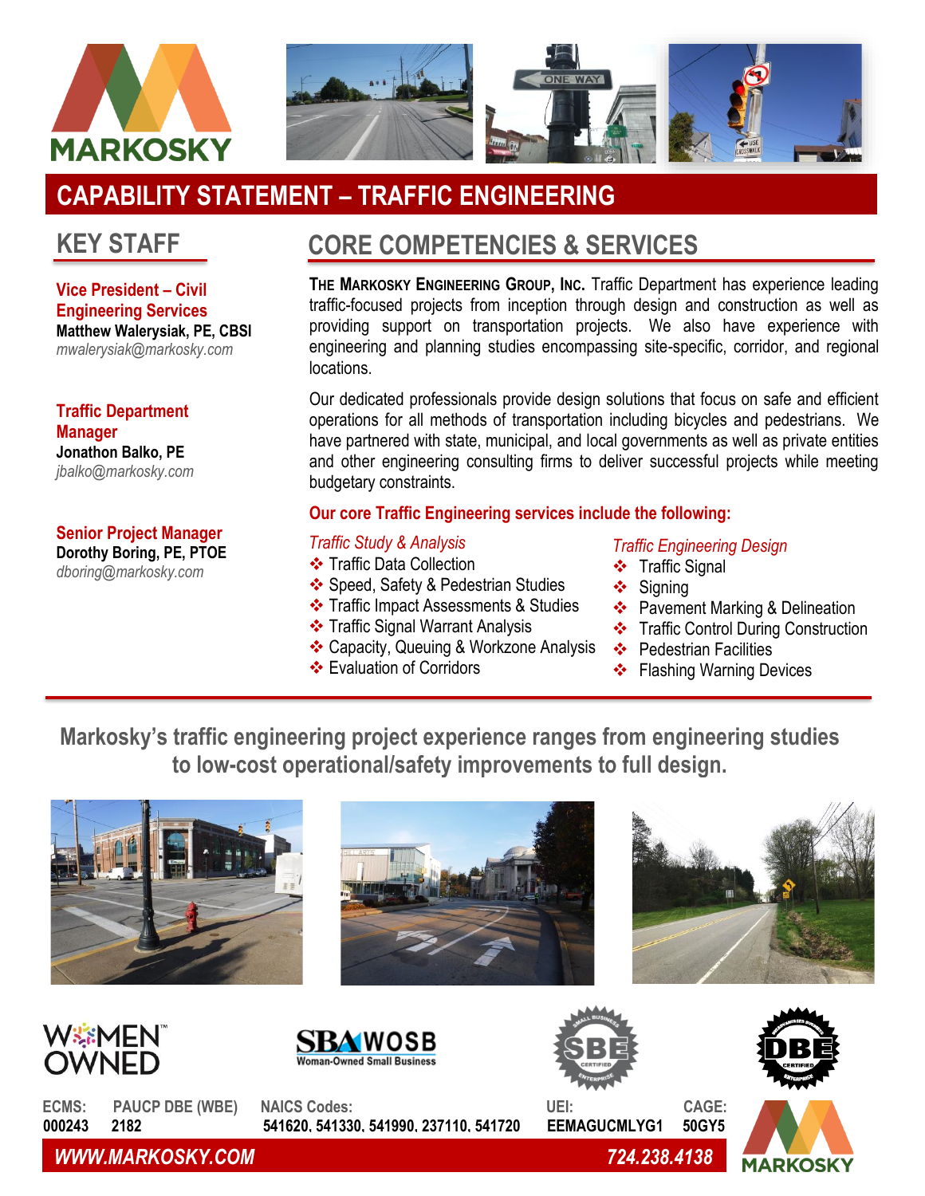# CAPABILITY STATEMENT – TRAFFIC ENGINEERING

## KEY STAFF

**Vice President – Civil Engineering Services**
**Matthew Walerysiak, PE, CBSI**
*mwalerysiak@markosky.com*

**Traffic Department Manager**
**Jonathon Balko, PE**
*jbalko@markosky.com*

**Senior Project Manager**
**Dorothy Boring, PE, PTOE**
*dboring@markosky.com*

## CORE COMPETENCIES & SERVICES

**THE MARKOSKY ENGINEERING GROUP, INC.** Traffic Department has experience leading traffic-focused projects from inception through design and construction as well as providing support on transportation projects. We also have experience with engineering and planning studies encompassing site-specific, corridor, and regional locations.

Our dedicated professionals provide design solutions that focus on safe and efficient operations for all methods of transportation including bicycles and pedestrians. We have partnered with state, municipal, and local governments as well as private entities and other engineering consulting firms to deliver successful projects while meeting budgetary constraints.

**Our core Traffic Engineering services include the following:**

*Traffic Study & Analysis*
- Traffic Data Collection
- Speed, Safety & Pedestrian Studies
- Traffic Impact Assessments & Studies
- Traffic Signal Warrant Analysis
- Capacity, Queuing & Workzone Analysis
- Evaluation of Corridors

*Traffic Engineering Design*
- Traffic Signal
- Signing
- Pavement Marking & Delineation
- Traffic Control During Construction
- Pedestrian Facilities
- Flashing Warning Devices

**Markosky's traffic engineering project experience ranges from engineering studies to low-cost operational/safety improvements to full design.**

| ECMS: | PAUCP DBE (WBE) | NAICS Codes: | UEI: | CAGE: |
|---|---|---|---|---|
| 000243 | 2182 | 541620, 541330, 541990, 237110, 541720 | EEMAGUCMLYG1 | 50GY5 |

**WWW.MARKOSKY.COM** **724.238.4138**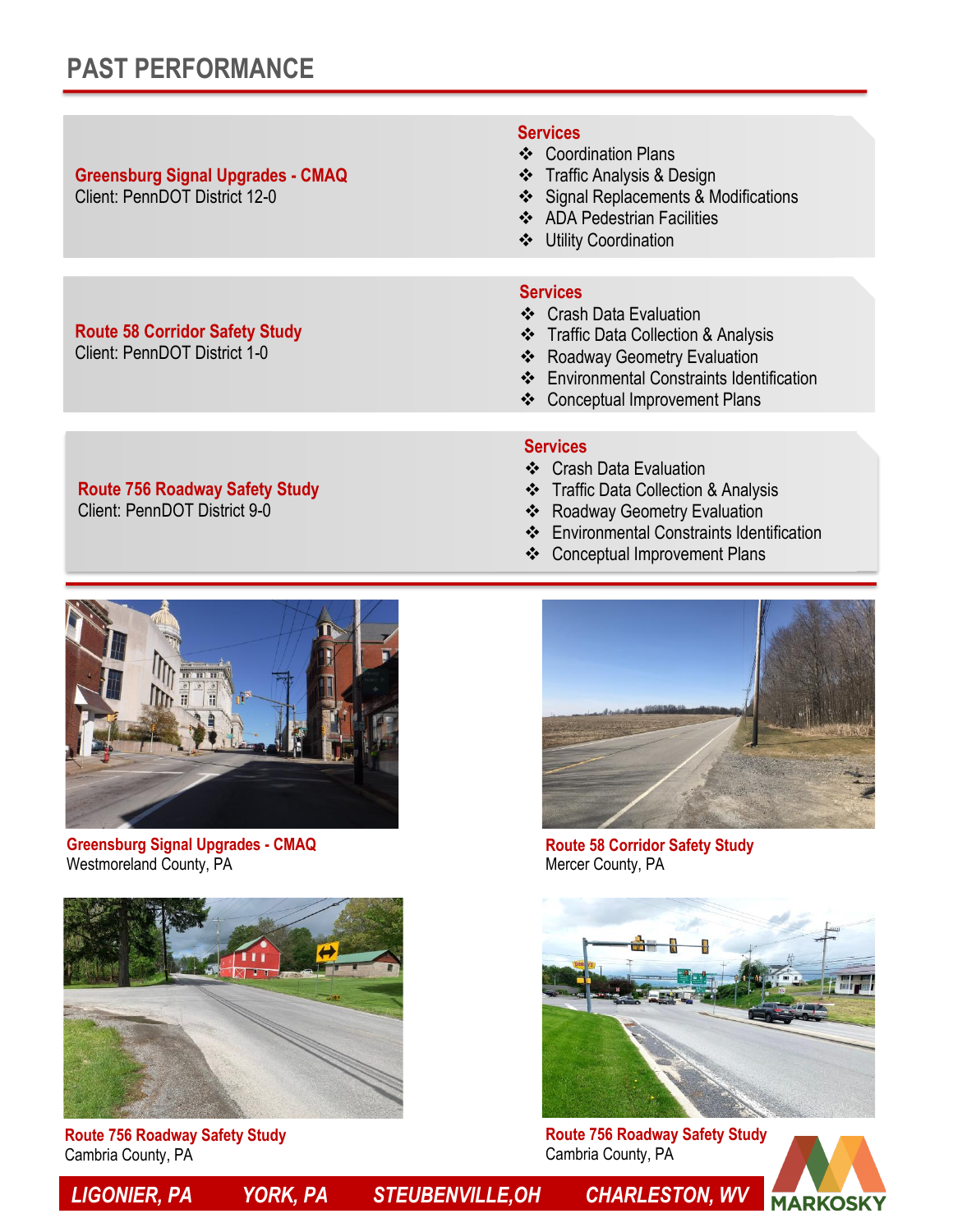# PAST PERFORMANCE

**Greensburg Signal Upgrades - CMAQ**
Client: PennDOT District 12-0

**Services**
- Coordination Plans
- Traffic Analysis & Design
- Signal Replacements & Modifications
- ADA Pedestrian Facilities
- Utility Coordination

**Route 58 Corridor Safety Study**
Client: PennDOT District 1-0

**Services**
- Crash Data Evaluation
- Traffic Data Collection & Analysis
- Roadway Geometry Evaluation
- Environmental Constraints Identification
- Conceptual Improvement Plans

**Route 756 Roadway Safety Study**
Client: PennDOT District 9-0

**Services**
- Crash Data Evaluation
- Traffic Data Collection & Analysis
- Roadway Geometry Evaluation
- Environmental Constraints Identification
- Conceptual Improvement Plans

**Greensburg Signal Upgrades - CMAQ**
Westmoreland County, PA

**Route 58 Corridor Safety Study**
Mercer County, PA

**Route 756 Roadway Safety Study**
Cambria County, PA

**Route 756 Roadway Safety Study**
Cambria County, PA

*LIGONIER, PA* *YORK, PA* *STEUBENVILLE,OH* *CHARLESTON, WV*

MARKOSKY